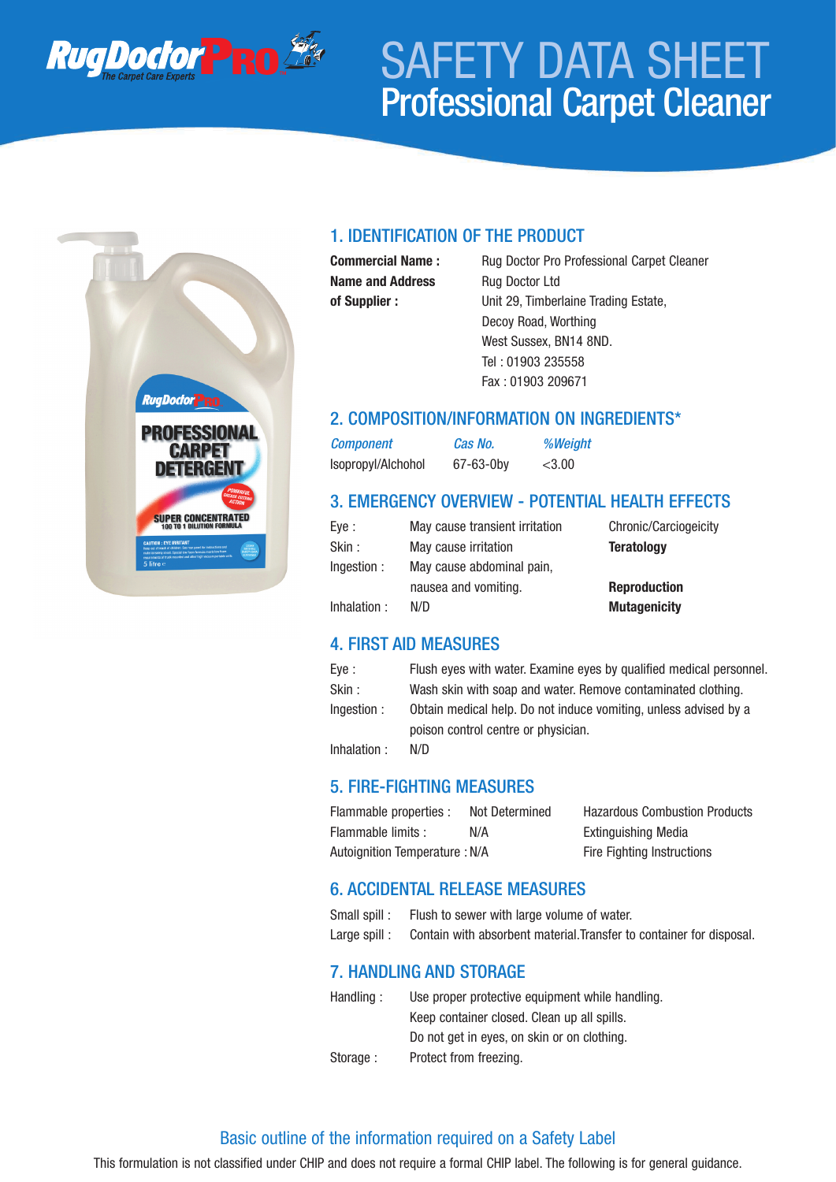# SAFETY DATA SHEET
## Professional Carpet Cleaner

## 1. IDENTIFICATION OF THE PRODUCT

**Commercial Name :** Rug Doctor Pro Professional Carpet Cleaner

**Name and Address of Supplier :** Rug Doctor Ltd
Unit 29, Timberlaine Trading Estate,
Decoy Road, Worthing
West Sussex, BN14 8ND.
Tel : 01903 235558
Fax : 01903 209671

## 2. COMPOSITION/INFORMATION ON INGREDIENTS*

| *Component* | *Cas No.* | *%Weight* |
|---|---|---|
| Isopropyl/Alchohol | 67-63-0by | <3.00 |

## 3. EMERGENCY OVERVIEW - POTENTIAL HEALTH EFFECTS

| | | |
|---|---|---|
| Eye : | May cause transient irritation | Chronic/Carciogeicity |
| Skin : | May cause irritation | **Teratology** |
| Ingestion : | May cause abdominal pain, nausea and vomiting. | **Reproduction** |
| Inhalation : | N/D | **Mutagenicity** |

## 4. FIRST AID MEASURES

Eye : Flush eyes with water. Examine eyes by qualified medical personnel.

Skin : Wash skin with soap and water. Remove contaminated clothing.

Ingestion : Obtain medical help. Do not induce vomiting, unless advised by a poison control centre or physician.

Inhalation : N/D

## 5. FIRE-FIGHTING MEASURES

| | | |
|---|---|---|
| Flammable properties : | Not Determined | Hazardous Combustion Products |
| Flammable limits : | N/A | Extinguishing Media |
| Autoignition Temperature : | N/A | Fire Fighting Instructions |

## 6. ACCIDENTAL RELEASE MEASURES

Small spill : Flush to sewer with large volume of water.

Large spill : Contain with absorbent material.Transfer to container for disposal.

## 7. HANDLING AND STORAGE

Handling : Use proper protective equipment while handling.
Keep container closed. Clean up all spills.
Do not get in eyes, on skin or on clothing.

Storage : Protect from freezing.

### Basic outline of the information required on a Safety Label

This formulation is not classified under CHIP and does not require a formal CHIP label. The following is for general guidance.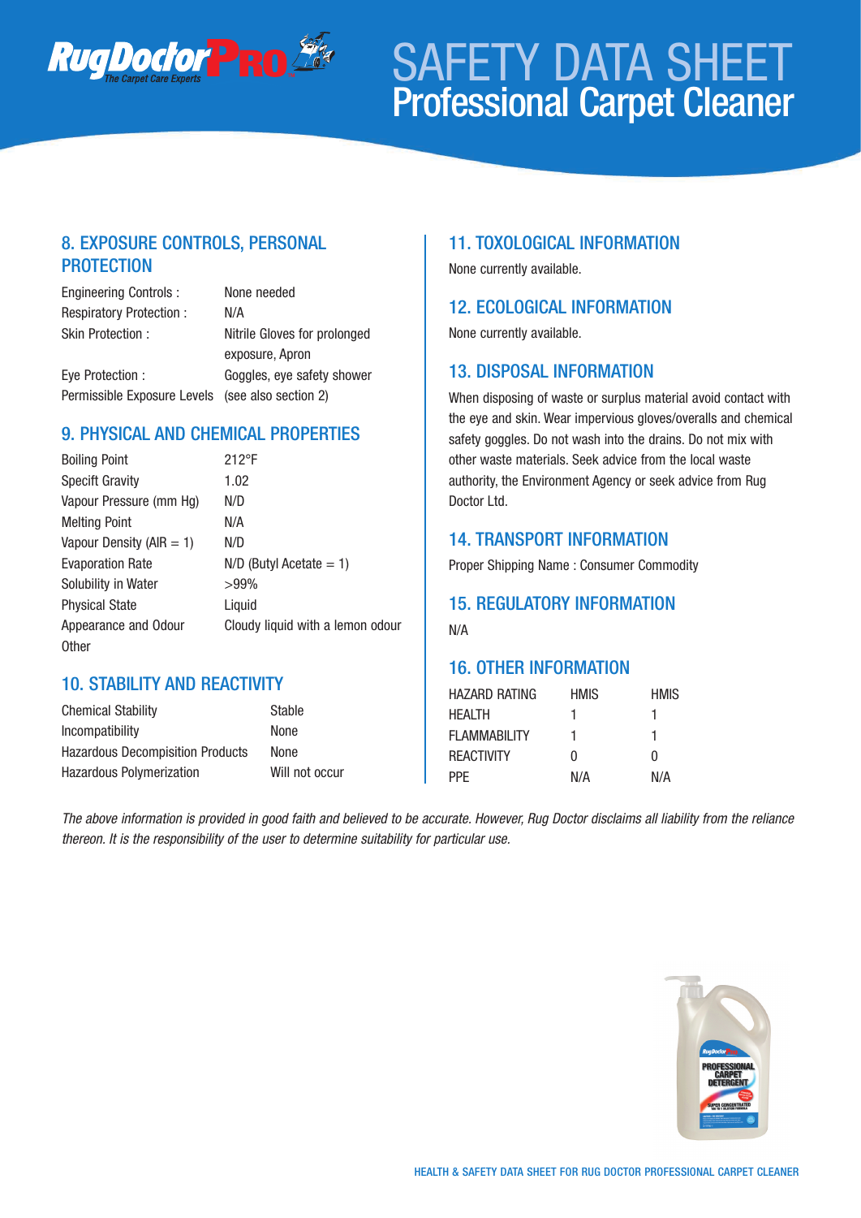# SAFETY DATA SHEET
## Professional Carpet Cleaner

## 8. EXPOSURE CONTROLS, PERSONAL PROTECTION

| | |
|---|---|
| Engineering Controls : | None needed |
| Respiratory Protection : | N/A |
| Skin Protection : | Nitrile Gloves for prolonged exposure, Apron |
| Eye Protection : | Goggles, eye safety shower |
| Permissible Exposure Levels | (see also section 2) |

## 9. PHYSICAL AND CHEMICAL PROPERTIES

| | |
|---|---|
| Boiling Point | 212°F |
| Specift Gravity | 1.02 |
| Vapour Pressure (mm Hg) | N/D |
| Melting Point | N/A |
| Vapour Density (AIR = 1) | N/D |
| Evaporation Rate | N/D (Butyl Acetate = 1) |
| Solubility in Water | >99% |
| Physical State | Liquid |
| Appearance and Odour | Cloudy liquid with a lemon odour |
| Other | |

## 10. STABILITY AND REACTIVITY

| | |
|---|---|
| Chemical Stability | Stable |
| Incompatibility | None |
| Hazardous Decomposition Products | None |
| Hazardous Polymerization | Will not occur |

## 11. TOXOLOGICAL INFORMATION

None currently available.

## 12. ECOLOGICAL INFORMATION

None currently available.

## 13. DISPOSAL INFORMATION

When disposing of waste or surplus material avoid contact with the eye and skin. Wear impervious gloves/overalls and chemical safety goggles. Do not wash into the drains. Do not mix with other waste materials. Seek advice from the local waste authority, the Environment Agency or seek advice from Rug Doctor Ltd.

## 14. TRANSPORT INFORMATION

Proper Shipping Name : Consumer Commodity

## 15. REGULATORY INFORMATION

N/A

## 16. OTHER INFORMATION

| HAZARD RATING | HMIS | HMIS |
|---|---|---|
| HEALTH | 1 | 1 |
| FLAMMABILITY | 1 | 1 |
| REACTIVITY | 0 | 0 |
| PPE | N/A | N/A |

*The above information is provided in good faith and believed to be accurate. However, Rug Doctor disclaims all liability from the reliance thereon. It is the responsibility of the user to determine suitability for particular use.*